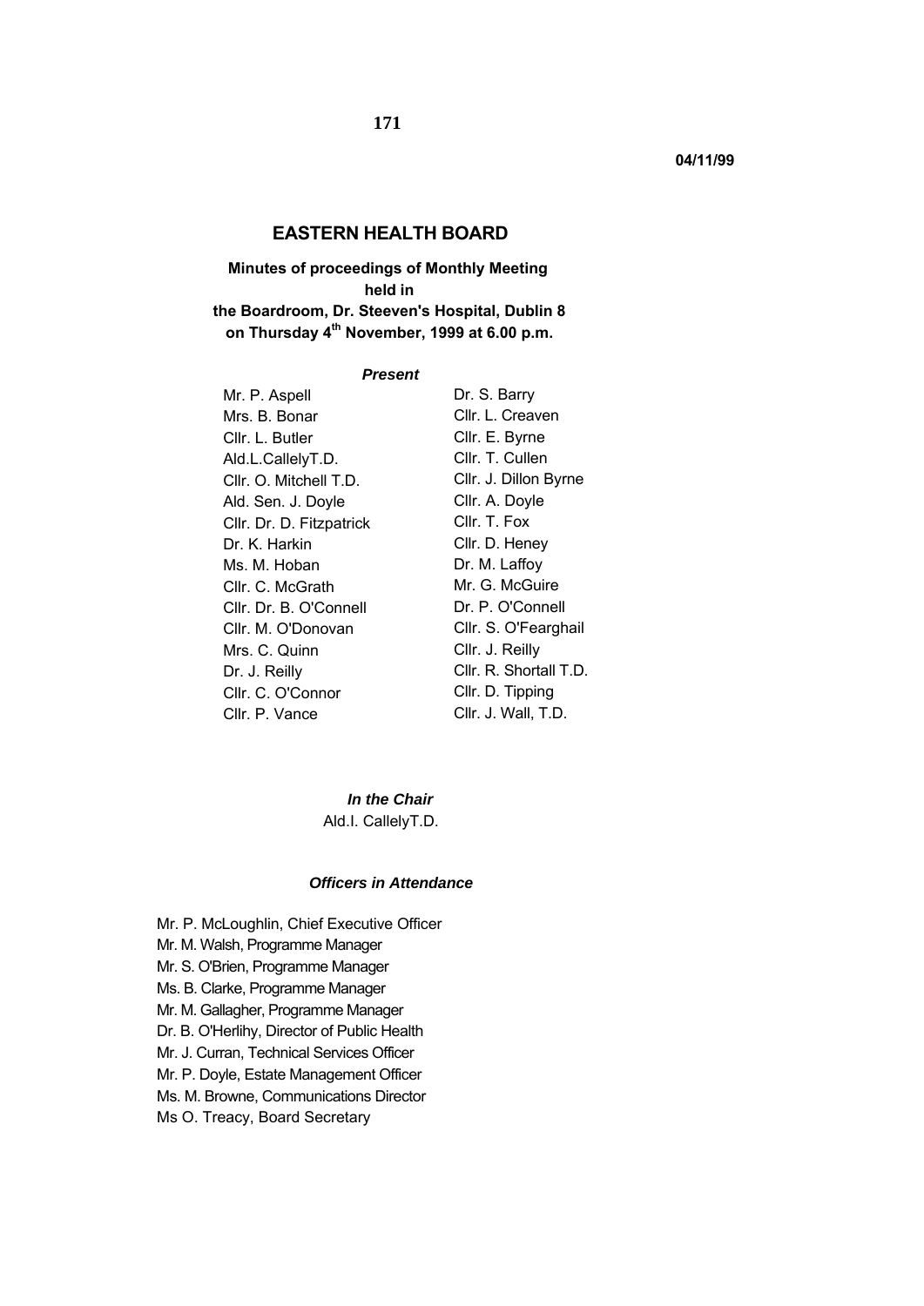04/11/99

# EASTERN HEALTH BOARD

**Minutes of proceedings of Monthly Meeting held in the Boardroom, Dr. Steeven's Hospital, Dublin 8 on Thursday 4th November, 1999 at 6.00 p.m.**

***Present***

| | |
|---|---|
| Mr. P. Aspell | Dr. S. Barry |
| Mrs. B. Bonar | Cllr. L. Creaven |
| Cllr. L. Butler | Cllr. E. Byrne |
| Ald.L.CallelyT.D. | Cllr. T. Cullen |
| Cllr. O. Mitchell T.D. | Cllr. J. Dillon Byrne |
| Ald. Sen. J. Doyle | Cllr. A. Doyle |
| Cllr. Dr. D. Fitzpatrick | Cllr. T. Fox |
| Dr. K. Harkin | Cllr. D. Heney |
| Ms. M. Hoban | Dr. M. Laffoy |
| Cllr. C. McGrath | Mr. G. McGuire |
| Cllr. Dr. B. O'Connell | Dr. P. O'Connell |
| Cllr. M. O'Donovan | Cllr. S. O'Fearghail |
| Mrs. C. Quinn | Cllr. J. Reilly |
| Dr. J. Reilly | Cllr. R. Shortall T.D. |
| Cllr. C. O'Connor | Cllr. D. Tipping |
| Cllr. P. Vance | Cllr. J. Wall, T.D. |

***In the Chair***

Ald.I. CallelyT.D.

***Officers in Attendance***

Mr. P. McLoughlin, Chief Executive Officer
Mr. M. Walsh, Programme Manager
Mr. S. O'Brien, Programme Manager
Ms. B. Clarke, Programme Manager
Mr. M. Gallagher, Programme Manager
Dr. B. O'Herlihy, Director of Public Health
Mr. J. Curran, Technical Services Officer
Mr. P. Doyle, Estate Management Officer
Ms. M. Browne, Communications Director
Ms O. Treacy, Board Secretary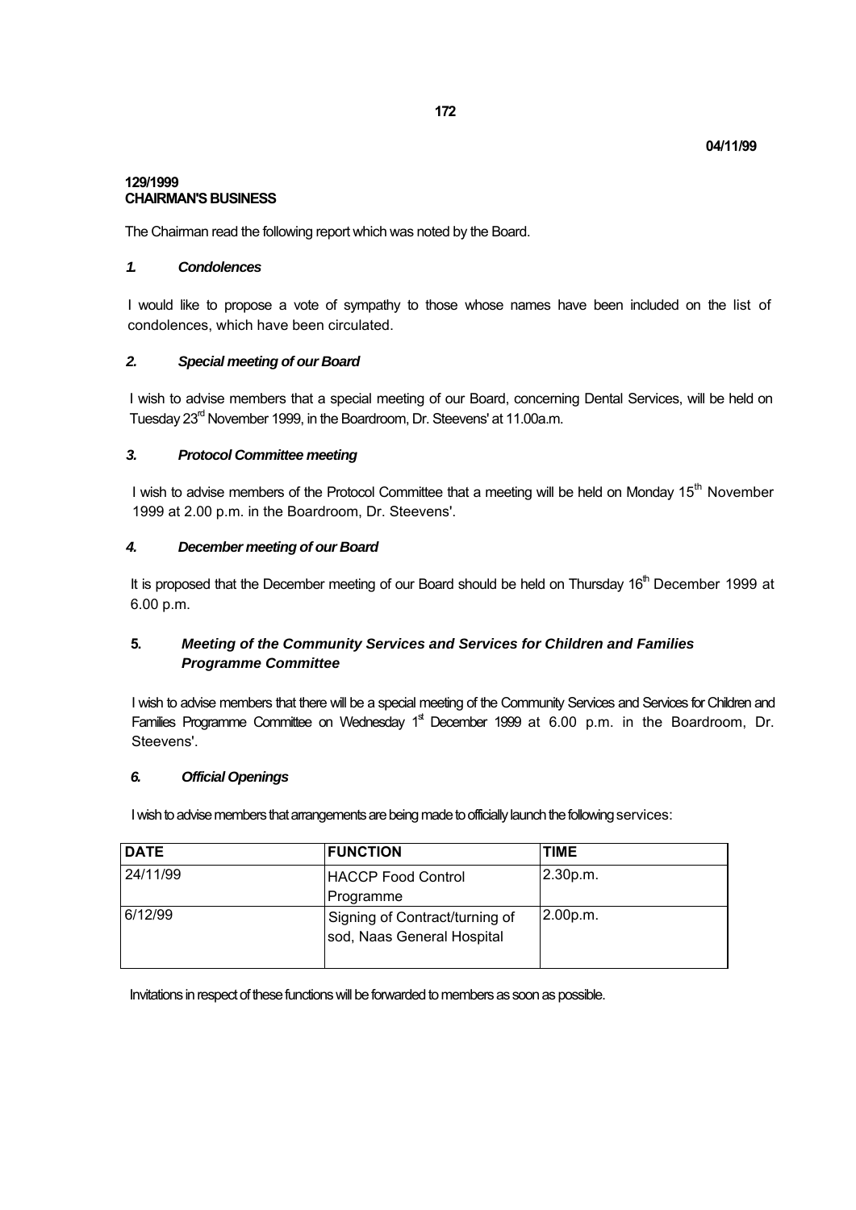04/11/99

**129/1999**
**CHAIRMAN'S BUSINESS**

The Chairman read the following report which was noted by the Board.

***1. Condolences***

I would like to propose a vote of sympathy to those whose names have been included on the list of condolences, which have been circulated.

***2. Special meeting of our Board***

I wish to advise members that a special meeting of our Board, concerning Dental Services, will be held on Tuesday 23rd November 1999, in the Boardroom, Dr. Steevens' at 11.00a.m.

***3. Protocol Committee meeting***

I wish to advise members of the Protocol Committee that a meeting will be held on Monday 15th November 1999 at 2.00 p.m. in the Boardroom, Dr. Steevens'.

***4. December meeting of our Board***

It is proposed that the December meeting of our Board should be held on Thursday 16th December 1999 at 6.00 p.m.

***5. Meeting of the Community Services and Services for Children and Families Programme Committee***

I wish to advise members that there will be a special meeting of the Community Services and Services for Children and Families Programme Committee on Wednesday 1st December 1999 at 6.00 p.m. in the Boardroom, Dr. Steevens'.

***6. Official Openings***

I wish to advise members that arrangements are being made to officially launch the following services:

| DATE | FUNCTION | TIME |
|---|---|---|
| 24/11/99 | HACCP Food Control Programme | 2.30p.m. |
| 6/12/99 | Signing of Contract/turning of sod, Naas General Hospital | 2.00p.m. |

Invitations in respect of these functions will be forwarded to members as soon as possible.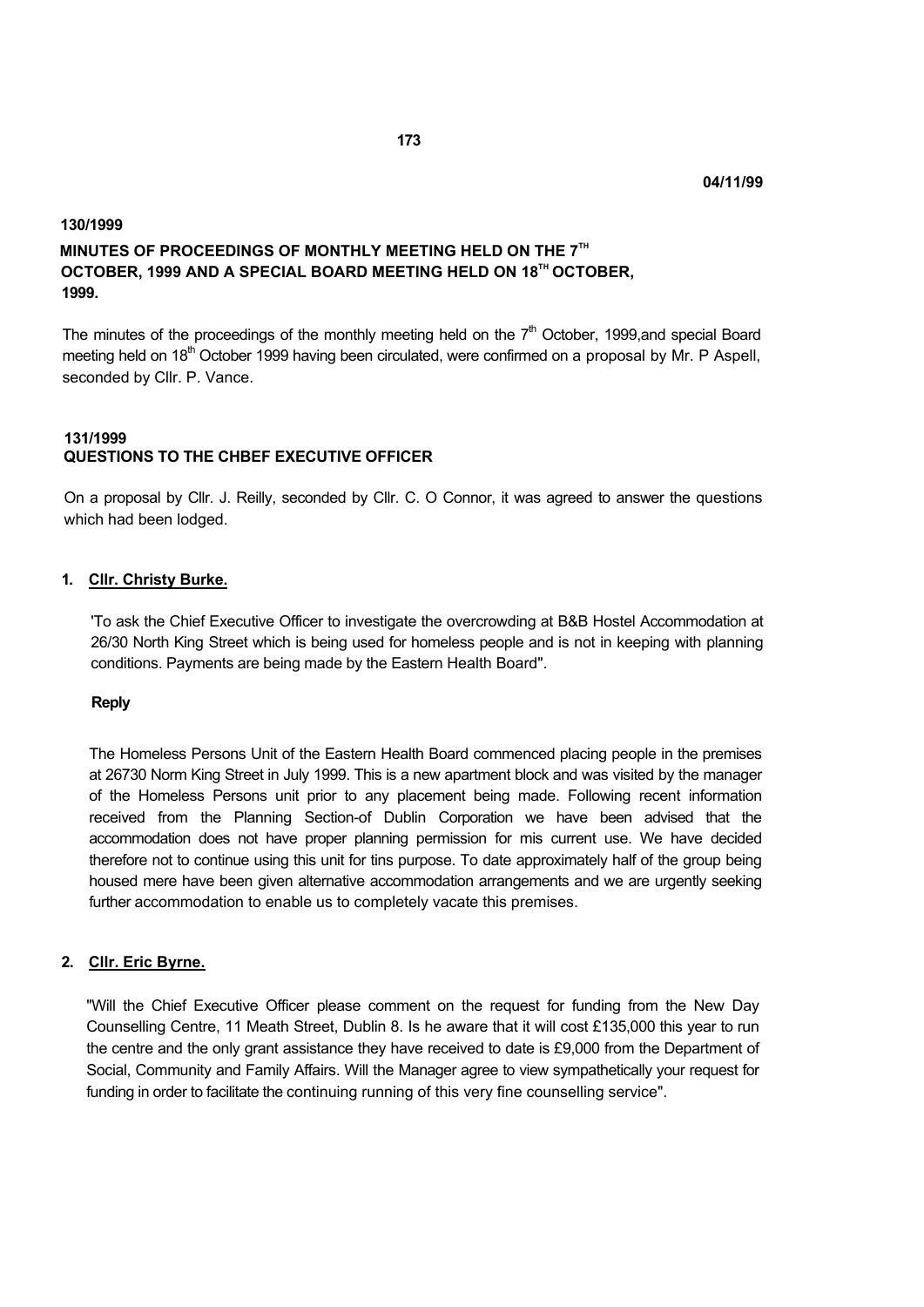04/11/99

**130/1999**

**MINUTES OF PROCEEDINGS OF MONTHLY MEETING HELD ON THE 7TH OCTOBER, 1999 AND A SPECIAL BOARD MEETING HELD ON 18TH OCTOBER, 1999.**

The minutes of the proceedings of the monthly meeting held on the 7th October, 1999,and special Board meeting held on 18th October 1999 having been circulated, were confirmed on a proposal by Mr. P Aspell, seconded by Cllr. P. Vance.

**131/1999**

**QUESTIONS TO THE CHBEF EXECUTIVE OFFICER**

On a proposal by Cllr. J. Reilly, seconded by Cllr. C. O Connor, it was agreed to answer the questions which had been lodged.

1. **Cllr. Christy Burke.**

'To ask the Chief Executive Officer to investigate the overcrowding at B&B Hostel Accommodation at 26/30 North King Street which is being used for homeless people and is not in keeping with planning conditions. Payments are being made by the Eastern Health Board".

**Reply**

The Homeless Persons Unit of the Eastern Health Board commenced placing people in the premises at 26730 Norm King Street in July 1999. This is a new apartment block and was visited by the manager of the Homeless Persons unit prior to any placement being made. Following recent information received from the Planning Section-of Dublin Corporation we have been advised that the accommodation does not have proper planning permission for mis current use. We have decided therefore not to continue using this unit for tins purpose. To date approximately half of the group being housed mere have been given alternative accommodation arrangements and we are urgently seeking further accommodation to enable us to completely vacate this premises.

2. **Cllr. Eric Byrne.**

"Will the Chief Executive Officer please comment on the request for funding from the New Day Counselling Centre, 11 Meath Street, Dublin 8. Is he aware that it will cost £135,000 this year to run the centre and the only grant assistance they have received to date is £9,000 from the Department of Social, Community and Family Affairs. Will the Manager agree to view sympathetically your request for funding in order to facilitate the continuing running of this very fine counselling service".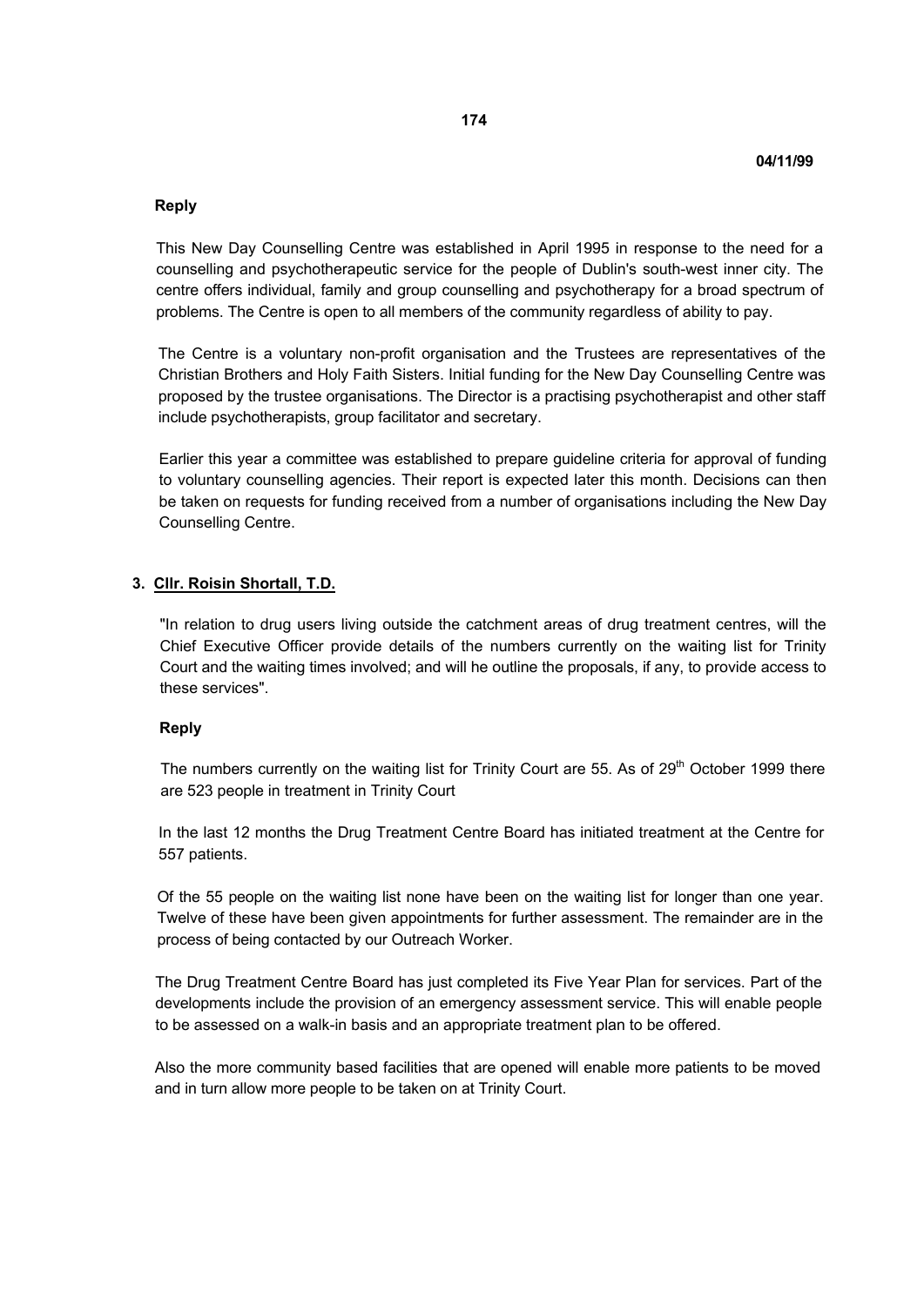04/11/99

**Reply**

This New Day Counselling Centre was established in April 1995 in response to the need for a counselling and psychotherapeutic service for the people of Dublin's south-west inner city. The centre offers individual, family and group counselling and psychotherapy for a broad spectrum of problems. The Centre is open to all members of the community regardless of ability to pay.

The Centre is a voluntary non-profit organisation and the Trustees are representatives of the Christian Brothers and Holy Faith Sisters. Initial funding for the New Day Counselling Centre was proposed by the trustee organisations. The Director is a practising psychotherapist and other staff include psychotherapists, group facilitator and secretary.

Earlier this year a committee was established to prepare guideline criteria for approval of funding to voluntary counselling agencies. Their report is expected later this month. Decisions can then be taken on requests for funding received from a number of organisations including the New Day Counselling Centre.

**3. Cllr. Roisin Shortall, T.D.**

"In relation to drug users living outside the catchment areas of drug treatment centres, will the Chief Executive Officer provide details of the numbers currently on the waiting list for Trinity Court and the waiting times involved; and will he outline the proposals, if any, to provide access to these services".

**Reply**

The numbers currently on the waiting list for Trinity Court are 55. As of 29th October 1999 there are 523 people in treatment in Trinity Court

In the last 12 months the Drug Treatment Centre Board has initiated treatment at the Centre for 557 patients.

Of the 55 people on the waiting list none have been on the waiting list for longer than one year. Twelve of these have been given appointments for further assessment. The remainder are in the process of being contacted by our Outreach Worker.

The Drug Treatment Centre Board has just completed its Five Year Plan for services. Part of the developments include the provision of an emergency assessment service. This will enable people to be assessed on a walk-in basis and an appropriate treatment plan to be offered.

Also the more community based facilities that are opened will enable more patients to be moved and in turn allow more people to be taken on at Trinity Court.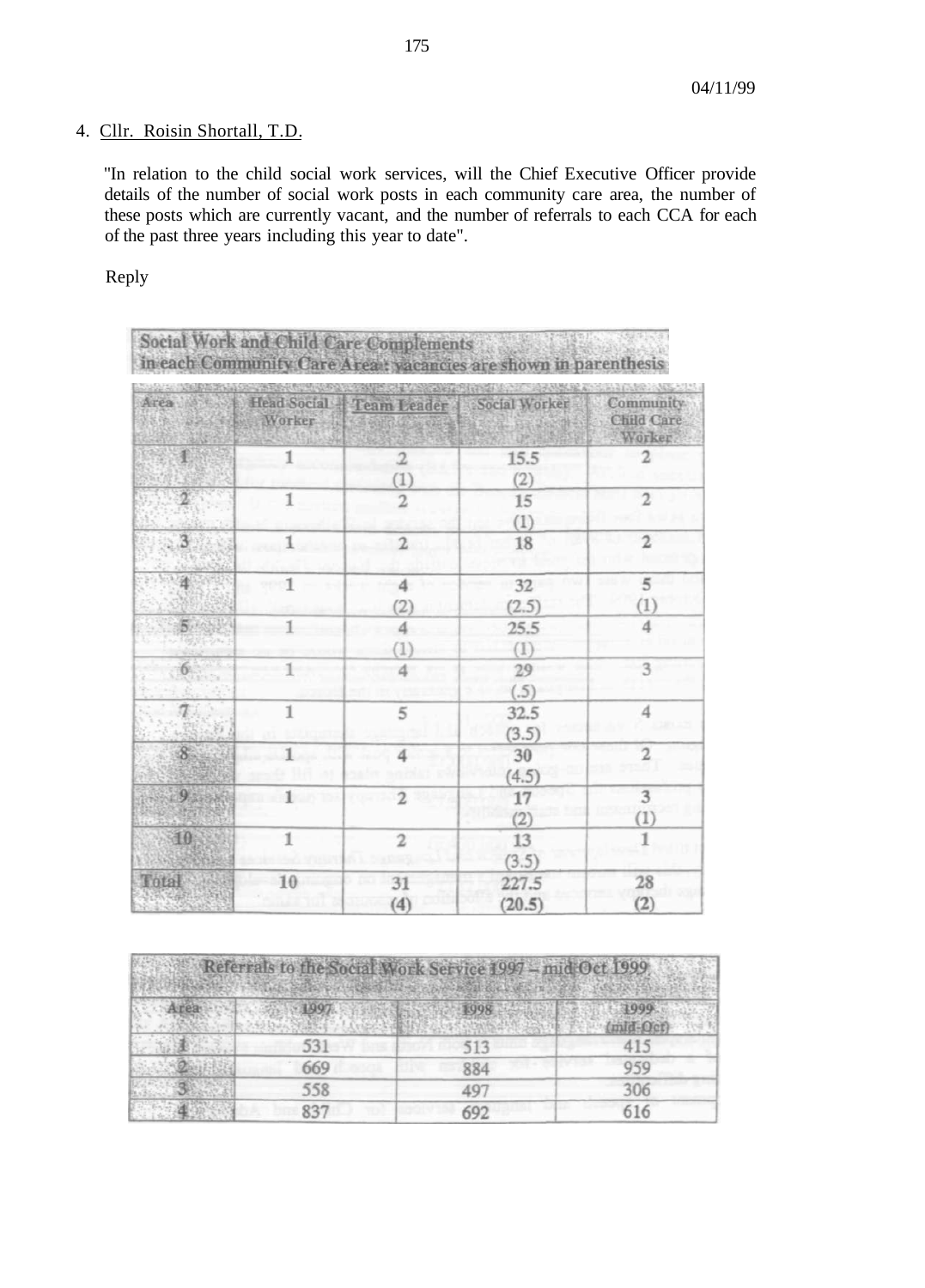04/11/99

4. Cllr. Roisin Shortall, T.D.

"In relation to the child social work services, will the Chief Executive Officer provide details of the number of social work posts in each community care area, the number of these posts which are currently vacant, and the number of referrals to each CCA for each of the past three years including this year to date".

Reply

**Social Work and Child Care Complements in each Community Care Area: vacancies are shown in parenthesis**

| Area | Head Social Worker | Team Leader | Social Worker | Community Child Care Worker |
|---|---|---|---|---|
| 1 | 1 | 2 (1) | 15.5 (2) | 2 |
| 2 | 1 | 2 | 15 (1) | 2 |
| 3 | 1 | 2 | 18 | 2 |
| 4 | 1 | 4 (2) | 32 (2.5) | 5 (1) |
| 5 | 1 | 4 (1) | 25.5 (1) | 4 |
| 6 | 1 | 4 | 29 (.5) | 3 |
| 7 | 1 | 5 | 32.5 (3.5) | 4 |
| 8 | 1 | 4 | 30 (4.5) | 2 |
| 9 | 1 | 2 | 17 (2) | 3 (1) |
| 10 | 1 | 2 | 13 (3.5) | 1 |
| Total | 10 | 31 (4) | 227.5 (20.5) | 28 (2) |

**Referrals to the Social Work Service 1997 – mid Oct 1999**

| Area | 1997 | 1998 | 1999 (mid-Oct) |
|---|---|---|---|
| 1 | 531 | 513 | 415 |
| 2 | 669 | 884 | 959 |
| 3 | 558 | 497 | 306 |
| 4 | 837 | 692 | 616 |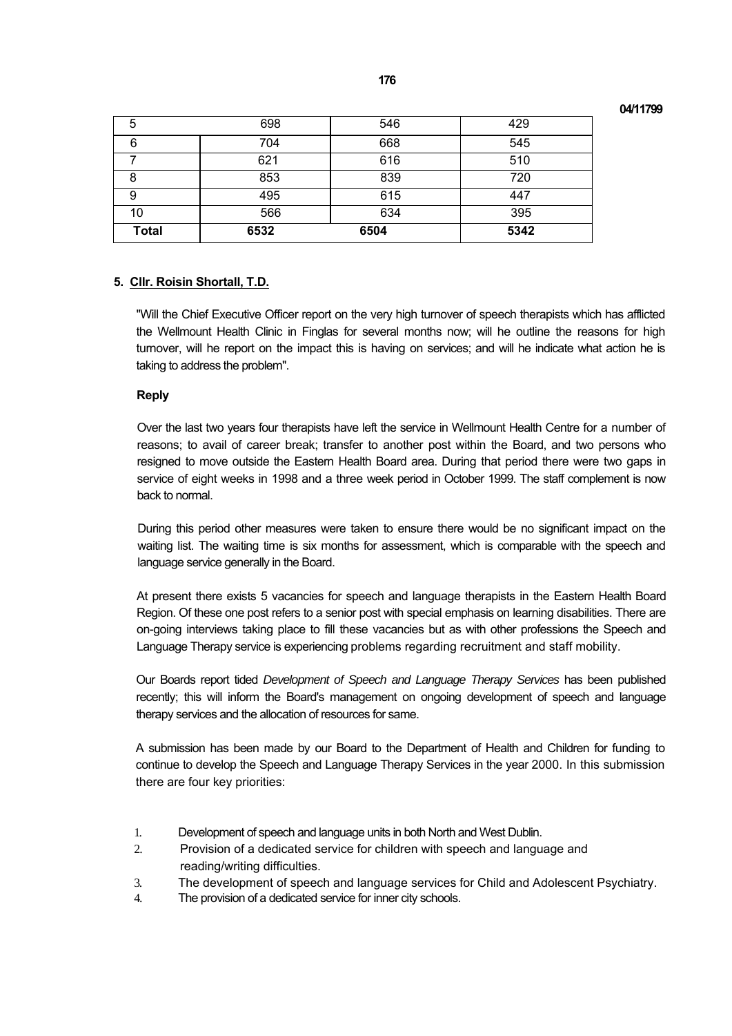| 5 | 698 | 546 | 429 |
|---|---|---|---|
| 6 | 704 | 668 | 545 |
| 7 | 621 | 616 | 510 |
| 8 | 853 | 839 | 720 |
| 9 | 495 | 615 | 447 |
| 10 | 566 | 634 | 395 |
| **Total** | **6532** | **6504** | **5342** |

**5. Cllr. Roisin Shortall, T.D.**

"Will the Chief Executive Officer report on the very high turnover of speech therapists which has afflicted the Wellmount Health Clinic in Finglas for several months now; will he outline the reasons for high turnover, will he report on the impact this is having on services; and will he indicate what action he is taking to address the problem".

**Reply**

Over the last two years four therapists have left the service in Wellmount Health Centre for a number of reasons; to avail of career break; transfer to another post within the Board, and two persons who resigned to move outside the Eastern Health Board area. During that period there were two gaps in service of eight weeks in 1998 and a three week period in October 1999. The staff complement is now back to normal.

During this period other measures were taken to ensure there would be no significant impact on the waiting list. The waiting time is six months for assessment, which is comparable with the speech and language service generally in the Board.

At present there exists 5 vacancies for speech and language therapists in the Eastern Health Board Region. Of these one post refers to a senior post with special emphasis on learning disabilities. There are on-going interviews taking place to fill these vacancies but as with other professions the Speech and Language Therapy service is experiencing problems regarding recruitment and staff mobility.

Our Boards report tided *Development of Speech and Language Therapy Services* has been published recently; this will inform the Board's management on ongoing development of speech and language therapy services and the allocation of resources for same.

A submission has been made by our Board to the Department of Health and Children for funding to continue to develop the Speech and Language Therapy Services in the year 2000. In this submission there are four key priorities:

1. Development of speech and language units in both North and West Dublin.
2. Provision of a dedicated service for children with speech and language and reading/writing difficulties.
3. The development of speech and language services for Child and Adolescent Psychiatry.
4. The provision of a dedicated service for inner city schools.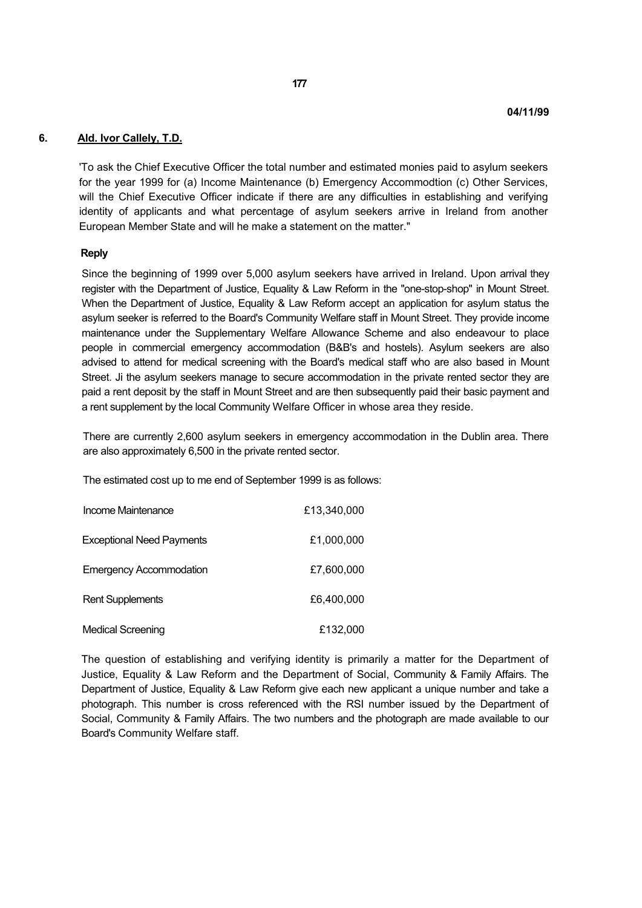04/11/99

## 6. Ald. Ivor Callely, T.D.

'To ask the Chief Executive Officer the total number and estimated monies paid to asylum seekers for the year 1999 for (a) Income Maintenance (b) Emergency Accommodtion (c) Other Services, will the Chief Executive Officer indicate if there are any difficulties in establishing and verifying identity of applicants and what percentage of asylum seekers arrive in Ireland from another European Member State and will he make a statement on the matter."

**Reply**

Since the beginning of 1999 over 5,000 asylum seekers have arrived in Ireland. Upon arrival they register with the Department of Justice, Equality & Law Reform in the "one-stop-shop" in Mount Street. When the Department of Justice, Equality & Law Reform accept an application for asylum status the asylum seeker is referred to the Board's Community Welfare staff in Mount Street. They provide income maintenance under the Supplementary Welfare Allowance Scheme and also endeavour to place people in commercial emergency accommodation (B&B's and hostels). Asylum seekers are also advised to attend for medical screening with the Board's medical staff who are also based in Mount Street. Ji the asylum seekers manage to secure accommodation in the private rented sector they are paid a rent deposit by the staff in Mount Street and are then subsequently paid their basic payment and a rent supplement by the local Community Welfare Officer in whose area they reside.

There are currently 2,600 asylum seekers in emergency accommodation in the Dublin area. There are also approximately 6,500 in the private rented sector.

The estimated cost up to me end of September 1999 is as follows:

| | |
|---|---|
| Income Maintenance | £13,340,000 |
| Exceptional Need Payments | £1,000,000 |
| Emergency Accommodation | £7,600,000 |
| Rent Supplements | £6,400,000 |
| Medical Screening | £132,000 |

The question of establishing and verifying identity is primarily a matter for the Department of Justice, Equality & Law Reform and the Department of Social, Community & Family Affairs. The Department of Justice, Equality & Law Reform give each new applicant a unique number and take a photograph. This number is cross referenced with the RSI number issued by the Department of Social, Community & Family Affairs. The two numbers and the photograph are made available to our Board's Community Welfare staff.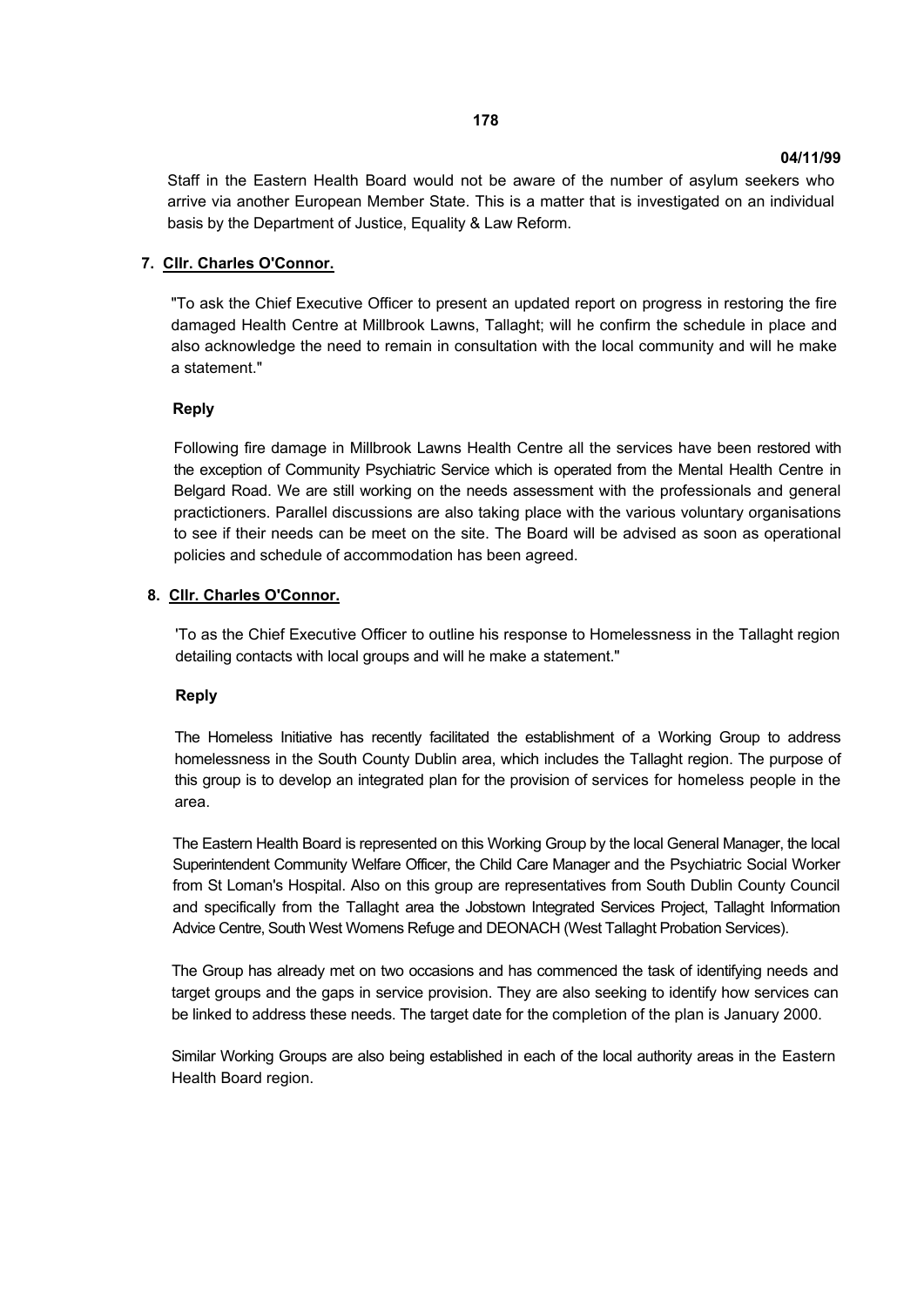Staff in the Eastern Health Board would not be aware of the number of asylum seekers who arrive via another European Member State. This is a matter that is investigated on an individual basis by the Department of Justice, Equality & Law Reform.

**7. <u>Cllr. Charles O'Connor.</u>**

"To ask the Chief Executive Officer to present an updated report on progress in restoring the fire damaged Health Centre at Millbrook Lawns, Tallaght; will he confirm the schedule in place and also acknowledge the need to remain in consultation with the local community and will he make a statement."

**Reply**

Following fire damage in Millbrook Lawns Health Centre all the services have been restored with the exception of Community Psychiatric Service which is operated from the Mental Health Centre in Belgard Road. We are still working on the needs assessment with the professionals and general practictioners. Parallel discussions are also taking place with the various voluntary organisations to see if their needs can be meet on the site. The Board will be advised as soon as operational policies and schedule of accommodation has been agreed.

**8. <u>Cllr. Charles O'Connor.</u>**

'To as the Chief Executive Officer to outline his response to Homelessness in the Tallaght region detailing contacts with local groups and will he make a statement."

**Reply**

The Homeless Initiative has recently facilitated the establishment of a Working Group to address homelessness in the South County Dublin area, which includes the Tallaght region. The purpose of this group is to develop an integrated plan for the provision of services for homeless people in the area.

The Eastern Health Board is represented on this Working Group by the local General Manager, the local Superintendent Community Welfare Officer, the Child Care Manager and the Psychiatric Social Worker from St Loman's Hospital. Also on this group are representatives from South Dublin County Council and specifically from the Tallaght area the Jobstown Integrated Services Project, Tallaght Information Advice Centre, South West Womens Refuge and DEONACH (West Tallaght Probation Services).

The Group has already met on two occasions and has commenced the task of identifying needs and target groups and the gaps in service provision. They are also seeking to identify how services can be linked to address these needs. The target date for the completion of the plan is January 2000.

Similar Working Groups are also being established in each of the local authority areas in the Eastern Health Board region.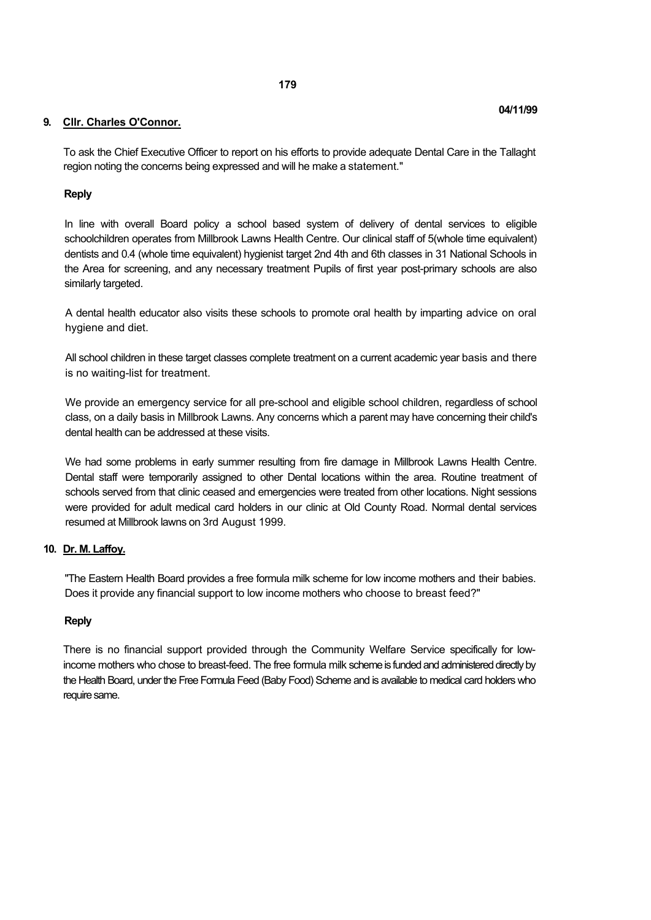04/11/99

**9. Cllr. Charles O'Connor.**

To ask the Chief Executive Officer to report on his efforts to provide adequate Dental Care in the Tallaght region noting the concerns being expressed and will he make a statement."

**Reply**

In line with overall Board policy a school based system of delivery of dental services to eligible schoolchildren operates from Millbrook Lawns Health Centre. Our clinical staff of 5(whole time equivalent) dentists and 0.4 (whole time equivalent) hygienist target 2nd 4th and 6th classes in 31 National Schools in the Area for screening, and any necessary treatment Pupils of first year post-primary schools are also similarly targeted.

A dental health educator also visits these schools to promote oral health by imparting advice on oral hygiene and diet.

All school children in these target classes complete treatment on a current academic year basis and there is no waiting-list for treatment.

We provide an emergency service for all pre-school and eligible school children, regardless of school class, on a daily basis in Millbrook Lawns. Any concerns which a parent may have concerning their child's dental health can be addressed at these visits.

We had some problems in early summer resulting from fire damage in Millbrook Lawns Health Centre. Dental staff were temporarily assigned to other Dental locations within the area. Routine treatment of schools served from that clinic ceased and emergencies were treated from other locations. Night sessions were provided for adult medical card holders in our clinic at Old County Road. Normal dental services resumed at Millbrook lawns on 3rd August 1999.

**10. Dr. M. Laffoy.**

"The Eastern Health Board provides a free formula milk scheme for low income mothers and their babies. Does it provide any financial support to low income mothers who choose to breast feed?"

**Reply**

There is no financial support provided through the Community Welfare Service specifically for low-income mothers who chose to breast-feed. The free formula milk scheme is funded and administered directly by the Health Board, under the Free Formula Feed (Baby Food) Scheme and is available to medical card holders who require same.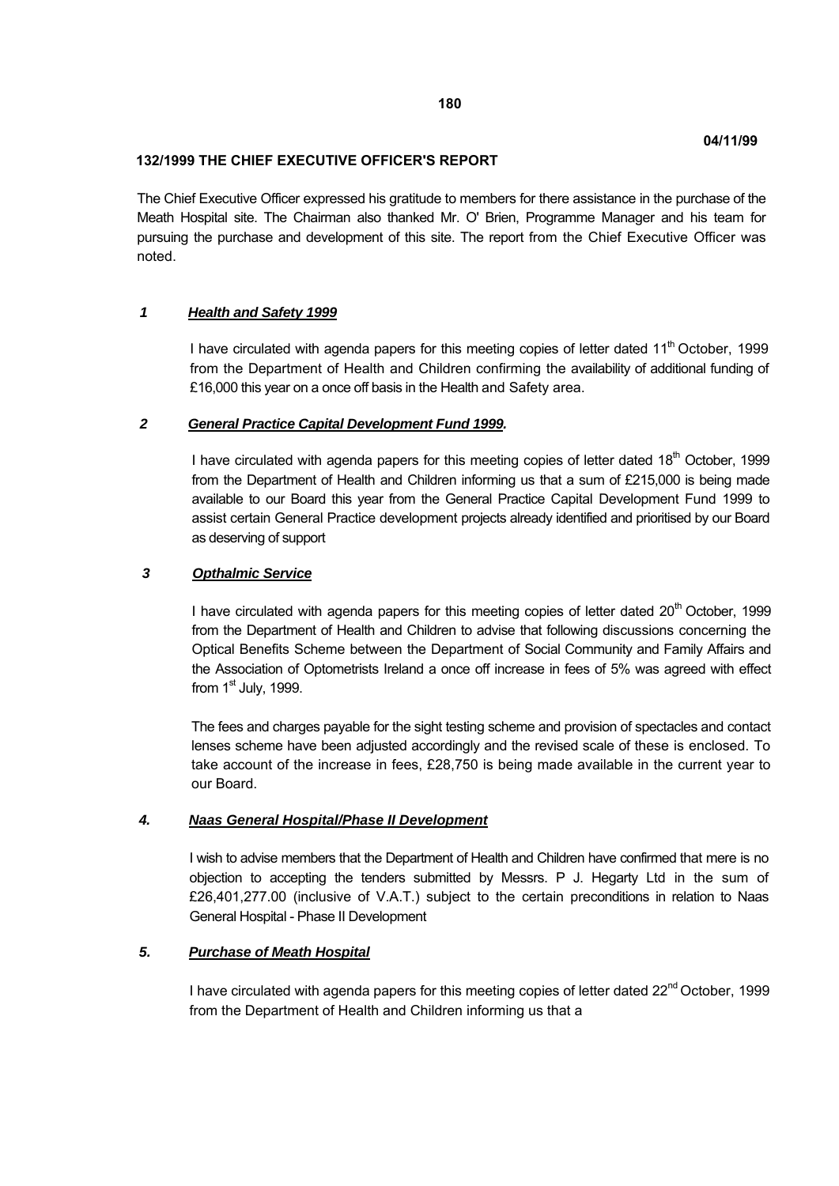04/11/99

## 132/1999 THE CHIEF EXECUTIVE OFFICER'S REPORT

The Chief Executive Officer expressed his gratitude to members for there assistance in the purchase of the Meath Hospital site. The Chairman also thanked Mr. O' Brien, Programme Manager and his team for pursuing the purchase and development of this site. The report from the Chief Executive Officer was noted.

### 1 ***Health and Safety 1999***

I have circulated with agenda papers for this meeting copies of letter dated 11th October, 1999 from the Department of Health and Children confirming the availability of additional funding of £16,000 this year on a once off basis in the Health and Safety area.

### 2 ***General Practice Capital Development Fund 1999.***

I have circulated with agenda papers for this meeting copies of letter dated 18th October, 1999 from the Department of Health and Children informing us that a sum of £215,000 is being made available to our Board this year from the General Practice Capital Development Fund 1999 to assist certain General Practice development projects already identified and prioritised by our Board as deserving of support

### 3 ***Opthalmic Service***

I have circulated with agenda papers for this meeting copies of letter dated 20th October, 1999 from the Department of Health and Children to advise that following discussions concerning the Optical Benefits Scheme between the Department of Social Community and Family Affairs and the Association of Optometrists Ireland a once off increase in fees of 5% was agreed with effect from 1st July, 1999.

The fees and charges payable for the sight testing scheme and provision of spectacles and contact lenses scheme have been adjusted accordingly and the revised scale of these is enclosed. To take account of the increase in fees, £28,750 is being made available in the current year to our Board.

### 4. ***Naas General Hospital/Phase II Development***

I wish to advise members that the Department of Health and Children have confirmed that mere is no objection to accepting the tenders submitted by Messrs. P J. Hegarty Ltd in the sum of £26,401,277.00 (inclusive of V.A.T.) subject to the certain preconditions in relation to Naas General Hospital - Phase II Development

### 5. ***Purchase of Meath Hospital***

I have circulated with agenda papers for this meeting copies of letter dated 22nd October, 1999 from the Department of Health and Children informing us that a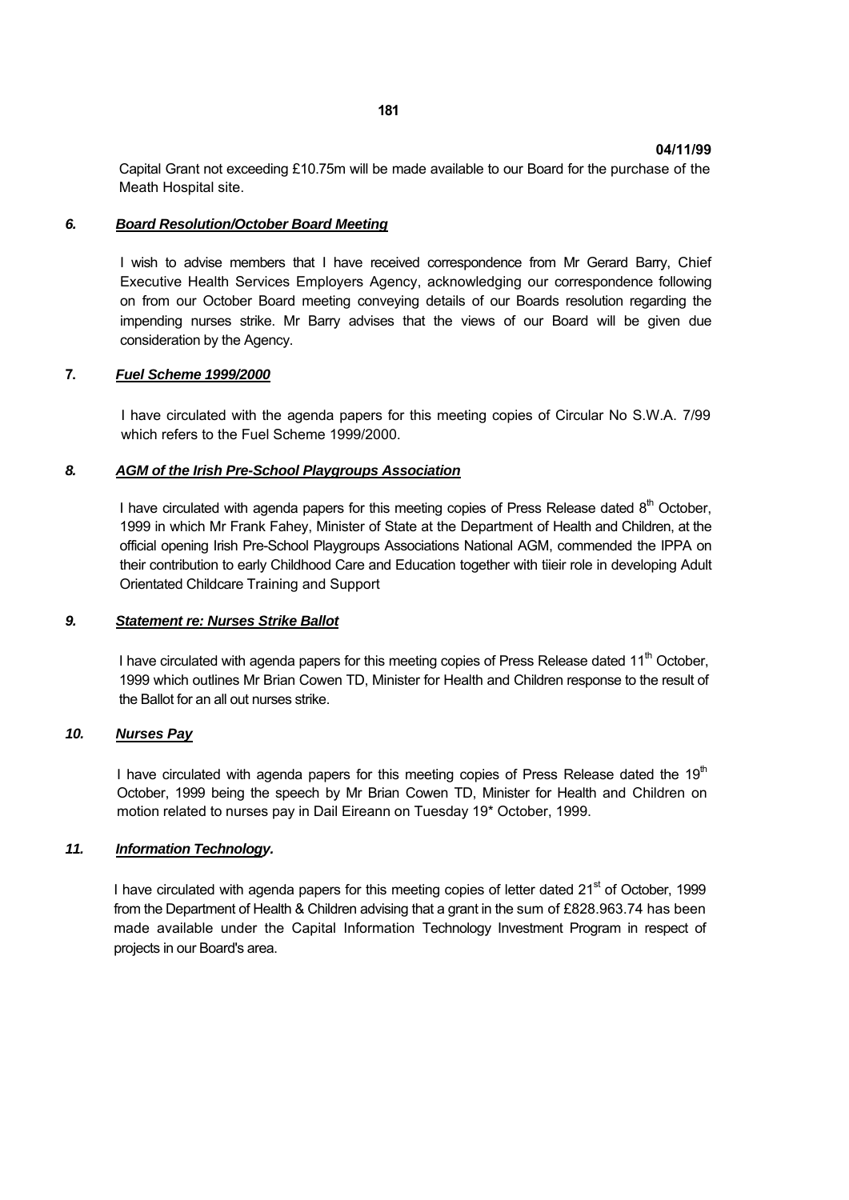**04/11/99**

Capital Grant not exceeding £10.75m will be made available to our Board for the purchase of the Meath Hospital site.

### *6. Board Resolution/October Board Meeting*

I wish to advise members that I have received correspondence from Mr Gerard Barry, Chief Executive Health Services Employers Agency, acknowledging our correspondence following on from our October Board meeting conveying details of our Boards resolution regarding the impending nurses strike. Mr Barry advises that the views of our Board will be given due consideration by the Agency.

### **7.** *Fuel Scheme 1999/2000*

I have circulated with the agenda papers for this meeting copies of Circular No S.W.A. 7/99 which refers to the Fuel Scheme 1999/2000.

### *8. AGM of the Irish Pre-School Playgroups Association*

I have circulated with agenda papers for this meeting copies of Press Release dated 8th October, 1999 in which Mr Frank Fahey, Minister of State at the Department of Health and Children, at the official opening Irish Pre-School Playgroups Associations National AGM, commended the IPPA on their contribution to early Childhood Care and Education together with tiieir role in developing Adult Orientated Childcare Training and Support

### *9. Statement re: Nurses Strike Ballot*

I have circulated with agenda papers for this meeting copies of Press Release dated 11th October, 1999 which outlines Mr Brian Cowen TD, Minister for Health and Children response to the result of the Ballot for an all out nurses strike.

### *10. Nurses Pay*

I have circulated with agenda papers for this meeting copies of Press Release dated the 19th October, 1999 being the speech by Mr Brian Cowen TD, Minister for Health and Children on motion related to nurses pay in Dail Eireann on Tuesday 19* October, 1999.

### *11. Information Technology.*

I have circulated with agenda papers for this meeting copies of letter dated 21st of October, 1999 from the Department of Health & Children advising that a grant in the sum of £828.963.74 has been made available under the Capital Information Technology Investment Program in respect of projects in our Board's area.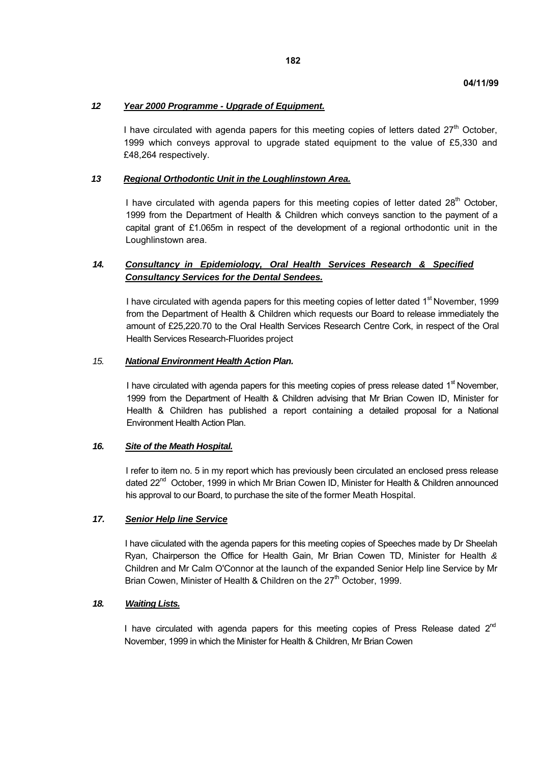04/11/99

### *12 Year 2000 Programme - Upgrade of Equipment.*

I have circulated with agenda papers for this meeting copies of letters dated 27th October, 1999 which conveys approval to upgrade stated equipment to the value of £5,330 and £48,264 respectively.

### *13 Regional Orthodontic Unit in the Loughlinstown Area.*

I have circulated with agenda papers for this meeting copies of letter dated 28th October, 1999 from the Department of Health & Children which conveys sanction to the payment of a capital grant of £1.065m in respect of the development of a regional orthodontic unit in the Loughlinstown area.

### *14. Consultancy in Epidemiology, Oral Health Services Research & Specified Consultancy Services for the Dental Sendees.*

I have circulated with agenda papers for this meeting copies of letter dated 1st November, 1999 from the Department of Health & Children which requests our Board to release immediately the amount of £25,220.70 to the Oral Health Services Research Centre Cork, in respect of the Oral Health Services Research-Fluorides project

### *15. National Environment Health Action Plan.*

I have circulated with agenda papers for this meeting copies of press release dated 1st November, 1999 from the Department of Health & Children advising that Mr Brian Cowen ID, Minister for Health & Children has published a report containing a detailed proposal for a National Environment Health Action Plan.

### *16. Site of the Meath Hospital.*

I refer to item no. 5 in my report which has previously been circulated an enclosed press release dated 22nd October, 1999 in which Mr Brian Cowen ID, Minister for Health & Children announced his approval to our Board, to purchase the site of the former Meath Hospital.

### *17. Senior Help line Service*

I have ciiculated with the agenda papers for this meeting copies of Speeches made by Dr Sheelah Ryan, Chairperson the Office for Health Gain, Mr Brian Cowen TD, Minister for Health & Children and Mr Calm O'Connor at the launch of the expanded Senior Help line Service by Mr Brian Cowen, Minister of Health & Children on the 27th October, 1999.

### *18. Waiting Lists.*

I have circulated with agenda papers for this meeting copies of Press Release dated 2nd November, 1999 in which the Minister for Health & Children, Mr Brian Cowen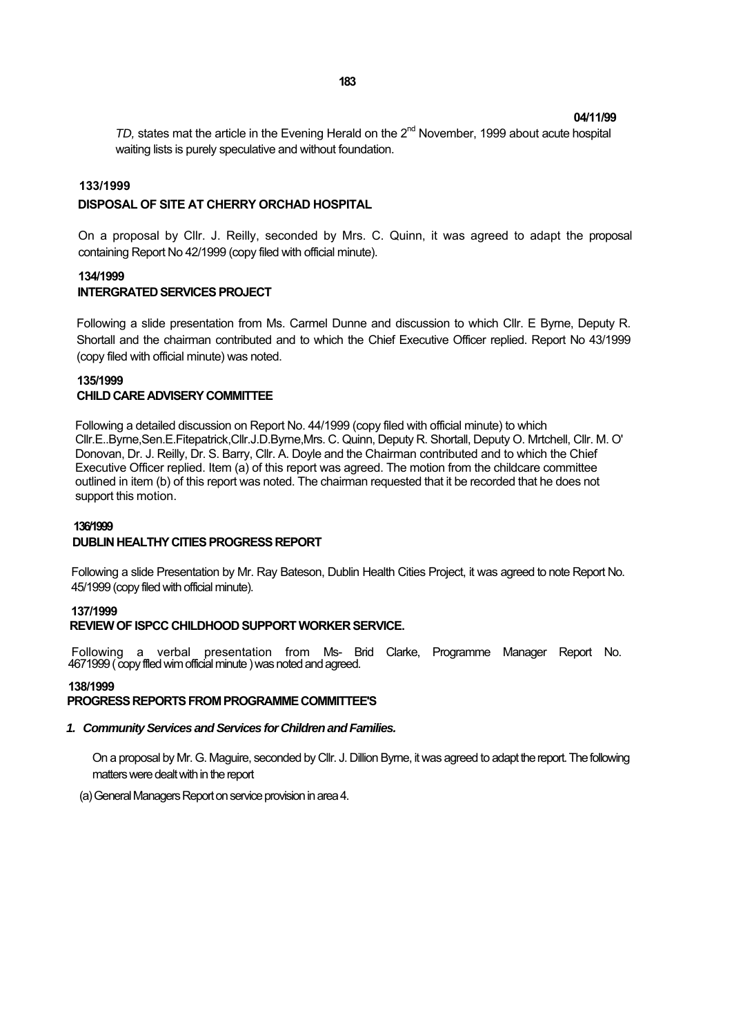*TD,* states mat the article in the Evening Herald on the 2nd November, 1999 about acute hospital waiting lists is purely speculative and without foundation.

**133/1999**

**DISPOSAL OF SITE AT CHERRY ORCHAD HOSPITAL**

On a proposal by Cllr. J. Reilly, seconded by Mrs. C. Quinn, it was agreed to adapt the proposal containing Report No 42/1999 (copy filed with official minute).

**134/1999**

**INTERGRATED SERVICES PROJECT**

Following a slide presentation from Ms. Carmel Dunne and discussion to which Cllr. E Byrne, Deputy R. Shortall and the chairman contributed and to which the Chief Executive Officer replied. Report No 43/1999 (copy filed with official minute) was noted.

**135/1999**

**CHILD CARE ADVISERY COMMITTEE**

Following a detailed discussion on Report No. 44/1999 (copy filed with official minute) to which Cllr.E..Byrne,Sen.E.Fitepatrick,Cllr.J.D.Byrne,Mrs. C. Quinn, Deputy R. Shortall, Deputy O. Mrtchell, Cllr. M. O' Donovan, Dr. J. Reilly, Dr. S. Barry, Cllr. A. Doyle and the Chairman contributed and to which the Chief Executive Officer replied. Item (a) of this report was agreed. The motion from the childcare committee outlined in item (b) of this report was noted. The chairman requested that it be recorded that he does not support this motion.

**136/1999**

**DUBLIN HEALTHY CITIES PROGRESS REPORT**

Following a slide Presentation by Mr. Ray Bateson, Dublin Health Cities Project, it was agreed to note Report No. 45/1999 (copy filed with official minute).

**137/1999**

**REVIEW OF ISPCC CHILDHOOD SUPPORT WORKER SERVICE.**

Following a verbal presentation from Ms- Brid Clarke, Programme Manager Report No. 4671999 ( copy ffled wim official minute ) was noted and agreed.

**138/1999**

**PROGRESS REPORTS FROM PROGRAMME COMMITTEE'S**

***1. Community Services and Services for Children and Families.***

On a proposal by Mr. G. Maguire, seconded by Cllr. J. Dillion Byrne, it was agreed to adapt the report. The following matters were dealt with in the report

(a) General Managers Report on service provision in area 4.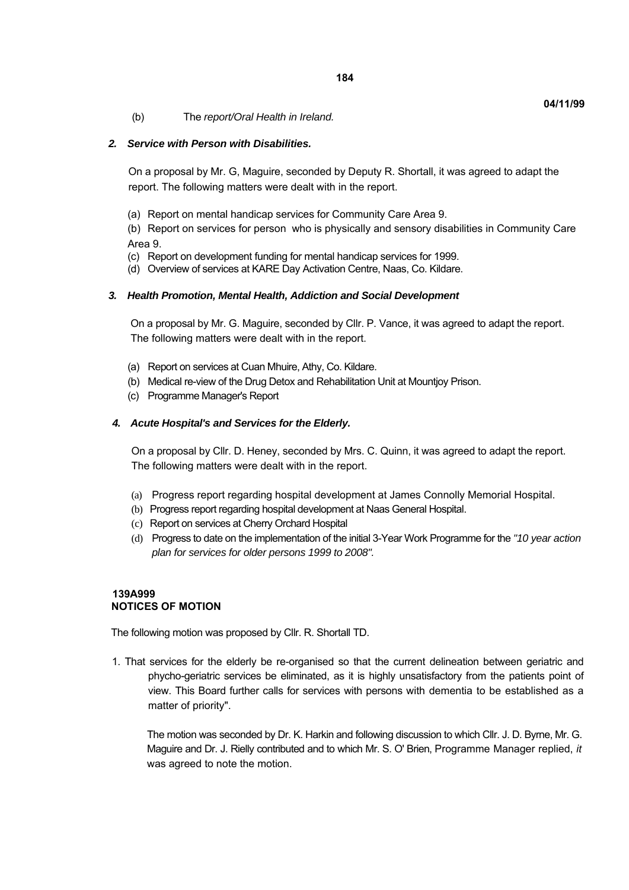04/11/99

(b) The *report/Oral Health in Ireland.*

***2. Service with Person with Disabilities.***

On a proposal by Mr. G, Maguire, seconded by Deputy R. Shortall, it was agreed to adapt the report. The following matters were dealt with in the report.

(a) Report on mental handicap services for Community Care Area 9.

(b) Report on services for person who is physically and sensory disabilities in Community Care Area 9.

(c) Report on development funding for mental handicap services for 1999.

(d) Overview of services at KARE Day Activation Centre, Naas, Co. Kildare.

***3. Health Promotion, Mental Health, Addiction and Social Development***

On a proposal by Mr. G. Maguire, seconded by Cllr. P. Vance, it was agreed to adapt the report. The following matters were dealt with in the report.

(a) Report on services at Cuan Mhuire, Athy, Co. Kildare.

(b) Medical re-view of the Drug Detox and Rehabilitation Unit at Mountjoy Prison.

(c) Programme Manager's Report

***4. Acute Hospital's and Services for the Elderly.***

On a proposal by Cllr. D. Heney, seconded by Mrs. C. Quinn, it was agreed to adapt the report. The following matters were dealt with in the report.

(a) Progress report regarding hospital development at James Connolly Memorial Hospital.

(b) Progress report regarding hospital development at Naas General Hospital.

(c) Report on services at Cherry Orchard Hospital

(d) Progress to date on the implementation of the initial 3-Year Work Programme for the *"10 year action plan for services for older persons 1999 to 2008".*

**139A999**
**NOTICES OF MOTION**

The following motion was proposed by Cllr. R. Shortall TD.

1. That services for the elderly be re-organised so that the current delineation between geriatric and phycho-geriatric services be eliminated, as it is highly unsatisfactory from the patients point of view. This Board further calls for services with persons with dementia to be established as a matter of priority".

   The motion was seconded by Dr. K. Harkin and following discussion to which Cllr. J. D. Byrne, Mr. G. Maguire and Dr. J. Rielly contributed and to which Mr. S. O' Brien, Programme Manager replied, *it* was agreed to note the motion.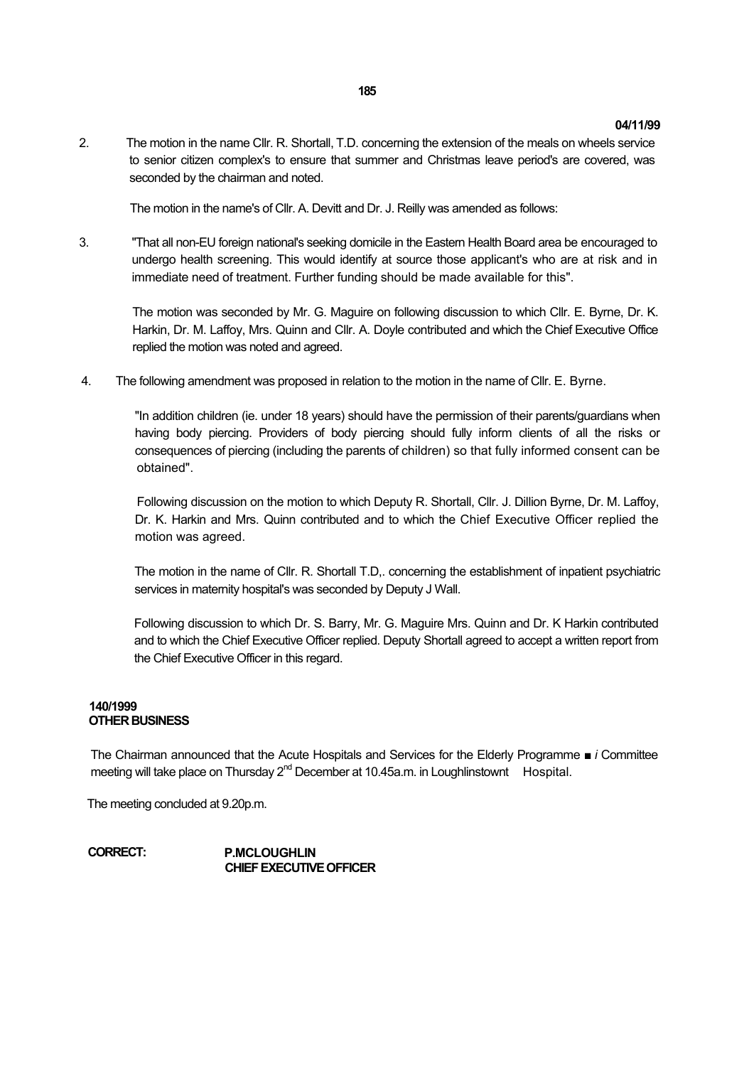04/11/99

2. The motion in the name Cllr. R. Shortall, T.D. concerning the extension of the meals on wheels service to senior citizen complex's to ensure that summer and Christmas leave period's are covered, was seconded by the chairman and noted.

The motion in the name's of Cllr. A. Devitt and Dr. J. Reilly was amended as follows:

3. "That all non-EU foreign national's seeking domicile in the Eastern Health Board area be encouraged to undergo health screening. This would identify at source those applicant's who are at risk and in immediate need of treatment. Further funding should be made available for this".

   The motion was seconded by Mr. G. Maguire on following discussion to which Cllr. E. Byrne, Dr. K. Harkin, Dr. M. Laffoy, Mrs. Quinn and Cllr. A. Doyle contributed and which the Chief Executive Office replied the motion was noted and agreed.

4. The following amendment was proposed in relation to the motion in the name of Cllr. E. Byrne.

   "In addition children (ie. under 18 years) should have the permission of their parents/guardians when having body piercing. Providers of body piercing should fully inform clients of all the risks or consequences of piercing (including the parents of children) so that fully informed consent can be obtained".

   Following discussion on the motion to which Deputy R. Shortall, Cllr. J. Dillion Byrne, Dr. M. Laffoy, Dr. K. Harkin and Mrs. Quinn contributed and to which the Chief Executive Officer replied the motion was agreed.

   The motion in the name of Cllr. R. Shortall T.D,. concerning the establishment of inpatient psychiatric services in maternity hospital's was seconded by Deputy J Wall.

   Following discussion to which Dr. S. Barry, Mr. G. Maguire Mrs. Quinn and Dr. K Harkin contributed and to which the Chief Executive Officer replied. Deputy Shortall agreed to accept a written report from the Chief Executive Officer in this regard.

**140/1999**
**OTHER BUSINESS**

The Chairman announced that the Acute Hospitals and Services for the Elderly Programme ■ *i* Committee meeting will take place on Thursday 2nd December at 10.45a.m. in Loughlinstownt Hospital.

The meeting concluded at 9.20p.m.

**CORRECT:** **P.MCLOUGHLIN**
**CHIEF EXECUTIVE OFFICER**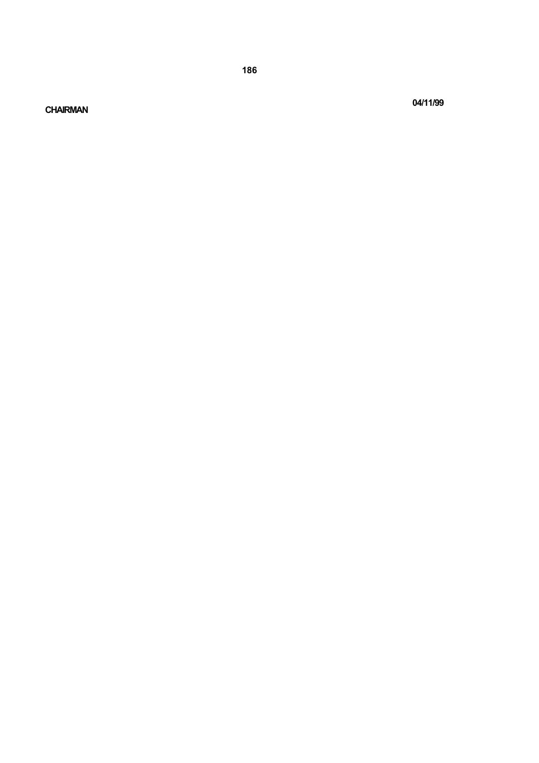CHAIRMAN

04/11/99